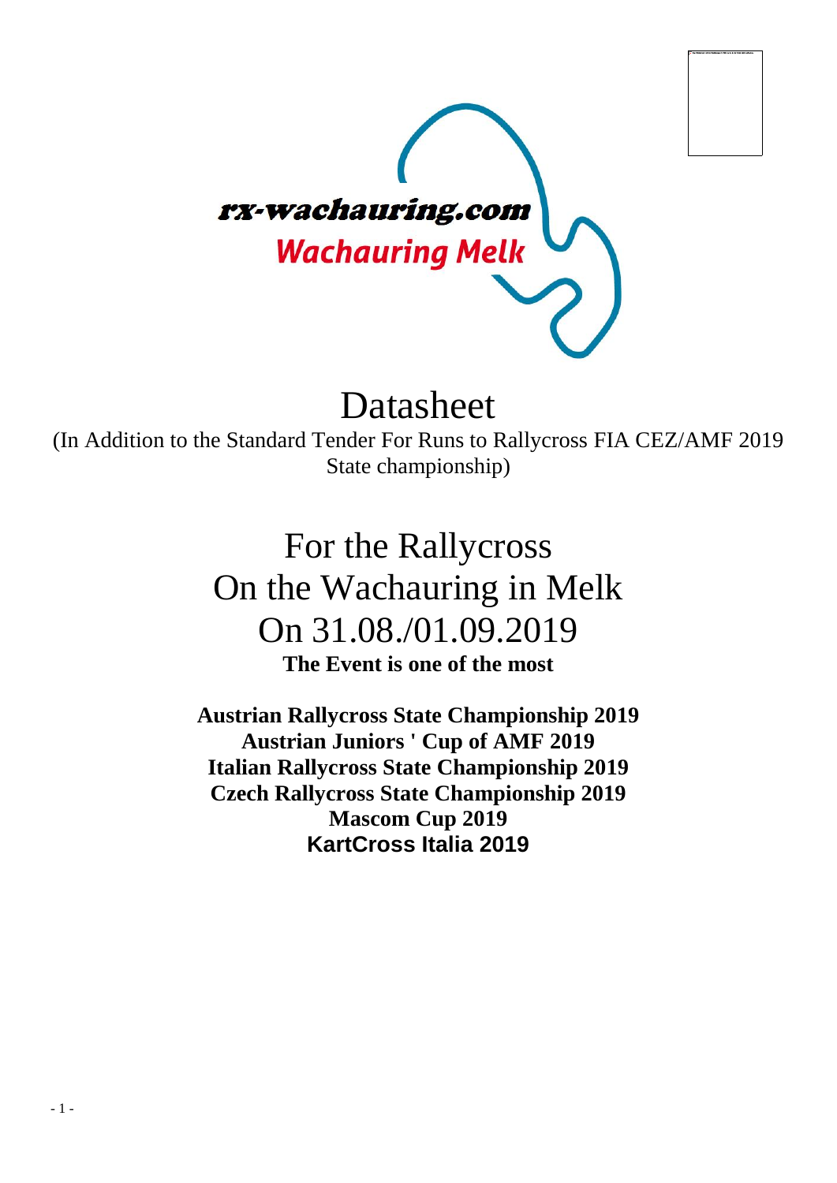rx-wachauring.com

Wachauring Melk

# Datasheet

(In Addition to the Standard Tender For Runs to Rallycross FIA CEZ/AMF 2019 State championship)

## For the Rallycross
## On the Wachauring in Melk
## On 31.08./01.09.2019

**The Event is one of the most**

**Austrian Rallycross State Championship 2019**
**Austrian Juniors ' Cup of AMF 2019**
**Italian Rallycross State Championship 2019**
**Czech Rallycross State Championship 2019**
**Mascom Cup 2019**
**KartCross Italia 2019**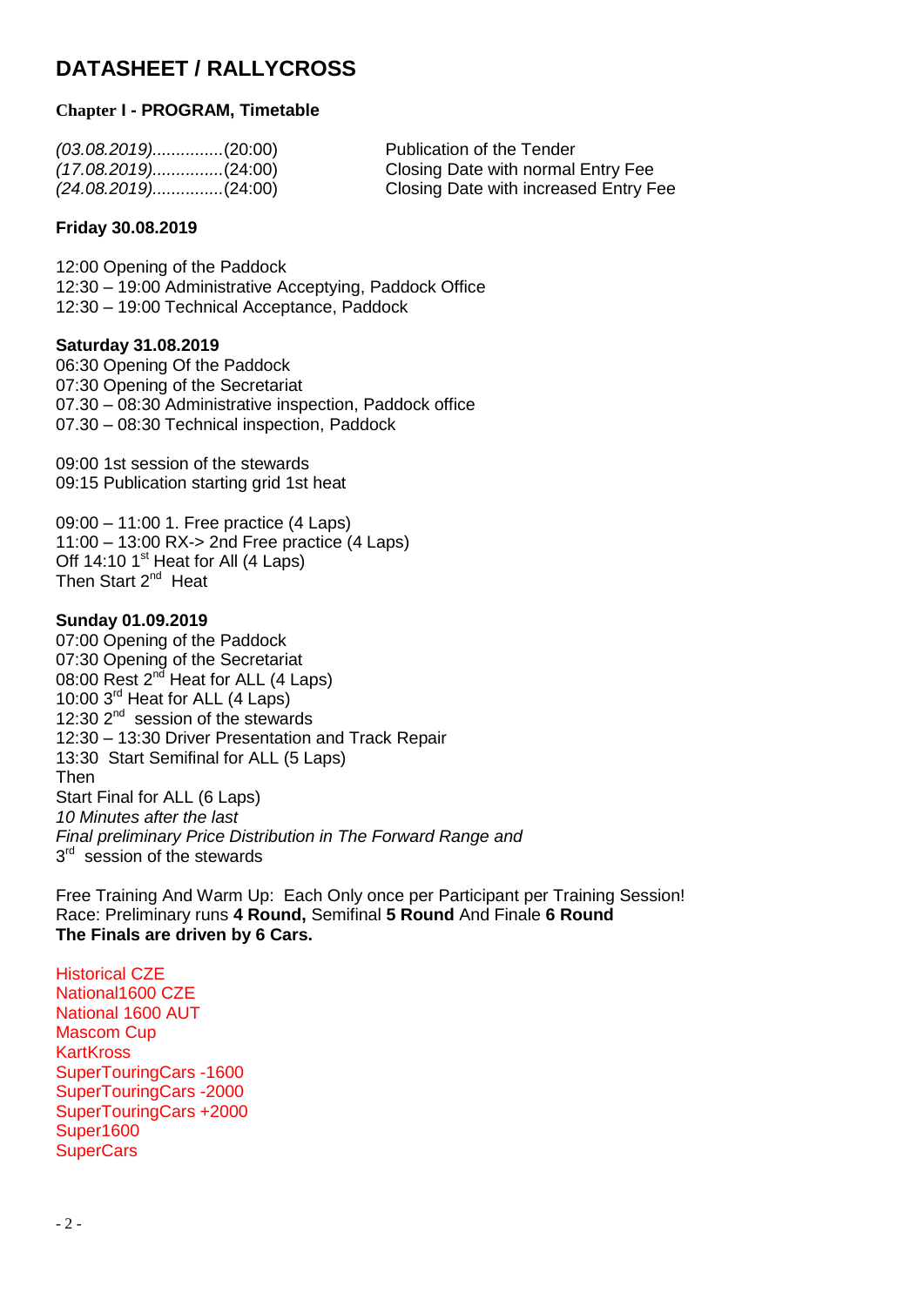# DATASHEET / RALLYCROSS

**Chapter I - PROGRAM, Timetable**

| | |
|---|---|
| *(03.08.2019)...............*(20:00) | Publication of the Tender |
| *(17.08.2019)...............*(24:00) | Closing Date with normal Entry Fee |
| *(24.08.2019)..............*(24:00) | Closing Date with increased Entry Fee |

**Friday 30.08.2019**

12:00 Opening of the Paddock
12:30 – 19:00 Administrative Acceptying, Paddock Office
12:30 – 19:00 Technical Acceptance, Paddock

**Saturday 31.08.2019**
06:30 Opening Of the Paddock
07:30 Opening of the Secretariat
07.30 – 08:30 Administrative inspection, Paddock office
07.30 – 08:30 Technical inspection, Paddock

09:00 1st session of the stewards
09:15 Publication starting grid 1st heat

09:00 – 11:00 1. Free practice (4 Laps)
11:00 – 13:00 RX-> 2nd Free practice (4 Laps)
Off 14:10 1st Heat for All (4 Laps)
Then Start 2nd Heat

**Sunday 01.09.2019**
07:00 Opening of the Paddock
07:30 Opening of the Secretariat
08:00 Rest 2nd Heat for ALL (4 Laps)
10:00 3rd Heat for ALL (4 Laps)
12:30 2nd session of the stewards
12:30 – 13:30 Driver Presentation and Track Repair
13:30 Start Semifinal for ALL (5 Laps)
Then
Start Final for ALL (6 Laps)
*10 Minutes after the last*
*Final preliminary Price Distribution in The Forward Range and*
3rd session of the stewards

Free Training And Warm Up: Each Only once per Participant per Training Session!
Race: Preliminary runs **4 Round,** Semifinal **5 Round** And Finale **6 Round**
**The Finals are driven by 6 Cars.**

Historical CZE
National1600 CZE
National 1600 AUT
Mascom Cup
KartKross
SuperTouringCars -1600
SuperTouringCars -2000
SuperTouringCars +2000
Super1600
SuperCars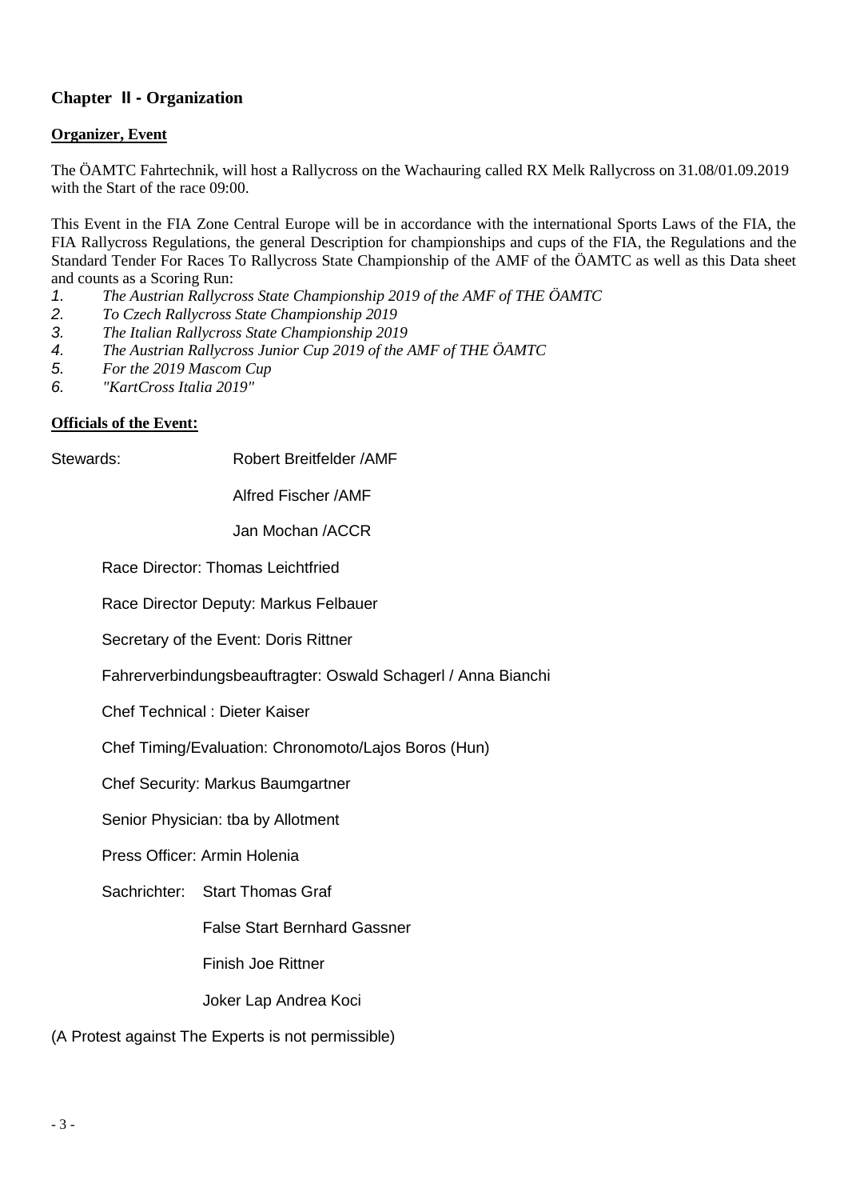## Chapter II - Organization

**Organizer, Event**

The ÖAMTC Fahrtechnik, will host a Rallycross on the Wachauring called RX Melk Rallycross on 31.08/01.09.2019 with the Start of the race 09:00.

This Event in the FIA Zone Central Europe will be in accordance with the international Sports Laws of the FIA, the FIA Rallycross Regulations, the general Description for championships and cups of the FIA, the Regulations and the Standard Tender For Races To Rallycross State Championship of the AMF of the ÖAMTC as well as this Data sheet and counts as a Scoring Run:

1. *The Austrian Rallycross State Championship 2019 of the AMF of THE ÖAMTC*
2. *To Czech Rallycross State Championship 2019*
3. *The Italian Rallycross State Championship 2019*
4. *The Austrian Rallycross Junior Cup 2019 of the AMF of THE ÖAMTC*
5. *For the 2019 Mascom Cup*
6. *"KartCross Italia 2019"*

**Officials of the Event:**

Stewards: Robert Breitfelder /AMF

Alfred Fischer /AMF

Jan Mochan /ACCR

Race Director: Thomas Leichtfried

Race Director Deputy: Markus Felbauer

Secretary of the Event: Doris Rittner

Fahrerverbindungsbeauftragter: Oswald Schagerl / Anna Bianchi

Chef Technical : Dieter Kaiser

Chef Timing/Evaluation: Chronomoto/Lajos Boros (Hun)

Chef Security: Markus Baumgartner

Senior Physician: tba by Allotment

Press Officer: Armin Holenia

Sachrichter: Start Thomas Graf

False Start Bernhard Gassner

Finish Joe Rittner

Joker Lap Andrea Koci

(A Protest against The Experts is not permissible)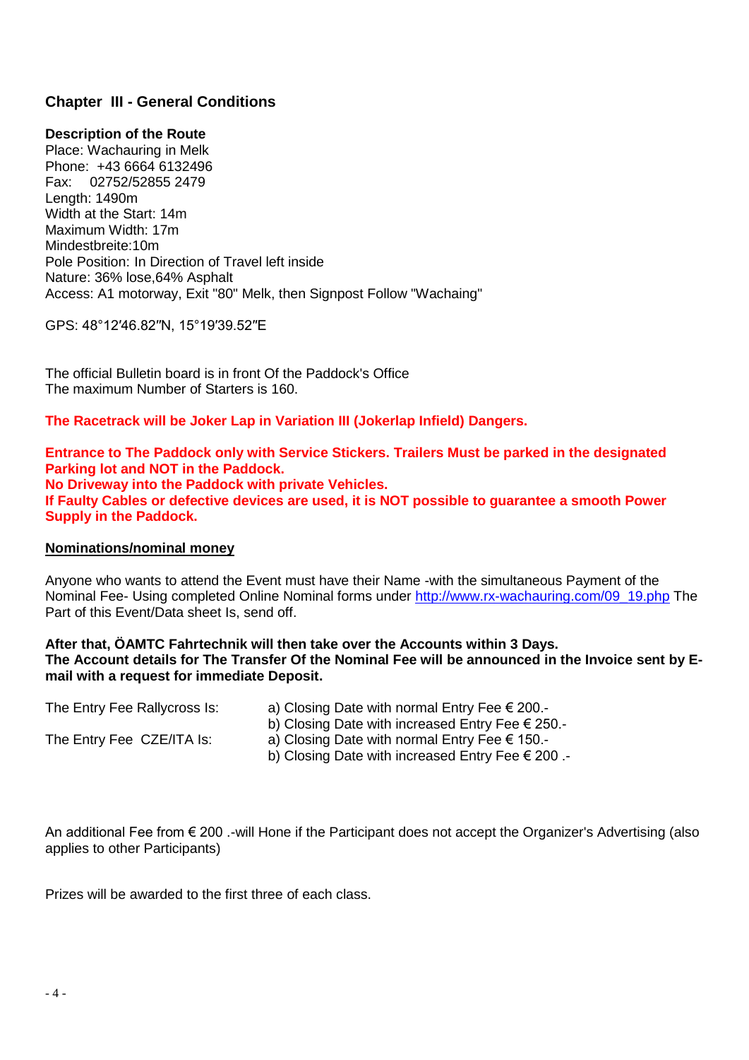## Chapter III - General Conditions

**Description of the Route**
Place: Wachauring in Melk
Phone: +43 6664 6132496
Fax: 02752/52855 2479
Length: 1490m
Width at the Start: 14m
Maximum Width: 17m
Mindestbreite:10m
Pole Position: In Direction of Travel left inside
Nature: 36% lose,64% Asphalt
Access: A1 motorway, Exit "80" Melk, then Signpost Follow "Wachaing"

GPS: 48°12′46.82″N, 15°19′39.52″E

The official Bulletin board is in front Of the Paddock's Office
The maximum Number of Starters is 160.

**The Racetrack will be Joker Lap in Variation III (Jokerlap Infield) Dangers.**

**Entrance to The Paddock only with Service Stickers. Trailers Must be parked in the designated Parking lot and NOT in the Paddock.**
**No Driveway into the Paddock with private Vehicles.**
**If Faulty Cables or defective devices are used, it is NOT possible to guarantee a smooth Power Supply in the Paddock.**

**Nominations/nominal money**

Anyone who wants to attend the Event must have their Name -with the simultaneous Payment of the Nominal Fee- Using completed Online Nominal forms under http://www.rx-wachauring.com/09_19.php The Part of this Event/Data sheet Is, send off.

**After that, ÖAMTC Fahrtechnik will then take over the Accounts within 3 Days.**
**The Account details for The Transfer Of the Nominal Fee will be announced in the Invoice sent by E-mail with a request for immediate Deposit.**

| | |
|---|---|
| The Entry Fee Rallycross Is: | a) Closing Date with normal Entry Fee € 200.- |
| | b) Closing Date with increased Entry Fee € 250.- |
| The Entry Fee CZE/ITA Is: | a) Closing Date with normal Entry Fee € 150.- |
| | b) Closing Date with increased Entry Fee € 200 .- |

An additional Fee from € 200 .-will Hone if the Participant does not accept the Organizer's Advertising (also applies to other Participants)

Prizes will be awarded to the first three of each class.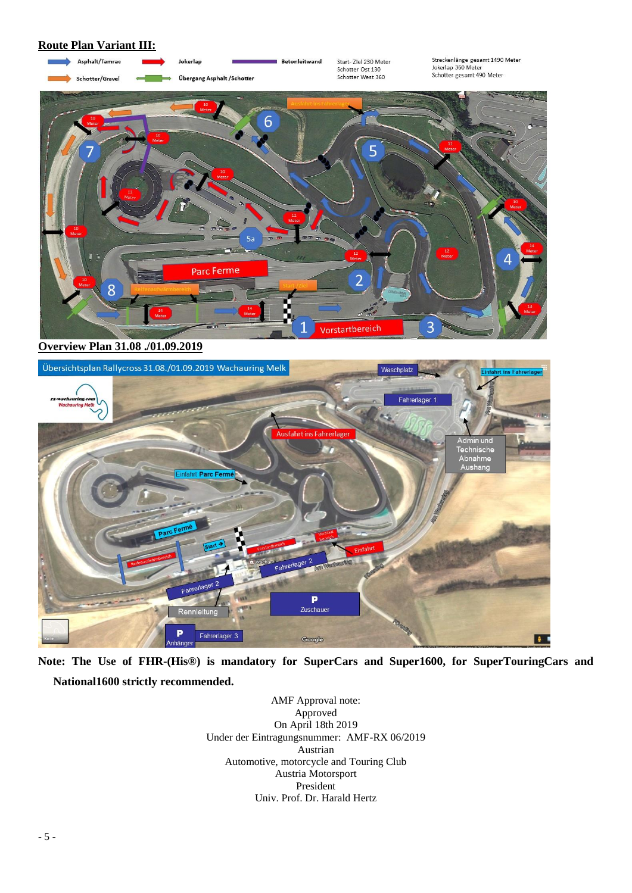**Route Plan Variant III:**

Asphalt/Tamrac
Jokerlap
Betonleitwand
Start- Ziel 230 Meter
Schotter Ost 130
Schotter West 360
Streckenlänge gesamt 1490 Meter
Jokerlap 360 Meter
Schotter gesamt 490 Meter
Schotter/Gravel
Übergang Asphalt /Schotter

Ausfahrt ins Fahrerlager
Parc Ferme
Reifenaufwärmbereich
Start /Ziel
Vorstartbereich

**Overview Plan 31.08 ./01.09.2019**

Übersichtsplan Rallycross 31.08./01.09.2019 Wachauring Melk
Waschplatz
Einfahrt ins Fahrerlager
Fahrerlager 1
Ausfahrt ins Fahrerlager
Admin und Technische Abnahme Aushang
Einfahrt Parc Fermé
Parc Fermé
Start
Vorstartbereich
Einfahrt
Reifenaufwärmbereich
Fahrerlager 2
Fahrerlager 2
Rennleitung
P Zuschauer
P Anhänger
Fahrerlager 3

**Note: The Use of FHR-(His®) is mandatory for SuperCars and Super1600, for SuperTouringCars and National1600 strictly recommended.**

AMF Approval note:
Approved
On April 18th 2019
Under der Eintragungsnummer: AMF-RX 06/2019
Austrian
Automotive, motorcycle and Touring Club
Austria Motorsport
President
Univ. Prof. Dr. Harald Hertz